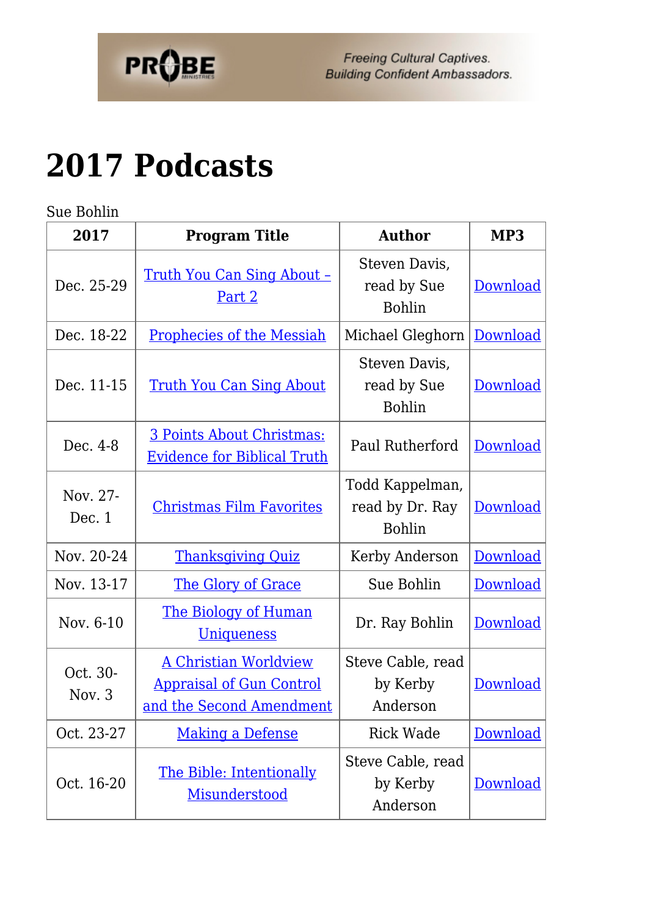# 2017 Podcasts

Sue Bohlin

| 2017 | Program Title | Author | MP3 |
|---|---|---|---|
| Dec. 25-29 | Truth You Can Sing About – Part 2 | Steven Davis, read by Sue Bohlin | Download |
| Dec. 18-22 | Prophecies of the Messiah | Michael Gleghorn | Download |
| Dec. 11-15 | Truth You Can Sing About | Steven Davis, read by Sue Bohlin | Download |
| Dec. 4-8 | 3 Points About Christmas: Evidence for Biblical Truth | Paul Rutherford | Download |
| Nov. 27-Dec. 1 | Christmas Film Favorites | Todd Kappelman, read by Dr. Ray Bohlin | Download |
| Nov. 20-24 | Thanksgiving Quiz | Kerby Anderson | Download |
| Nov. 13-17 | The Glory of Grace | Sue Bohlin | Download |
| Nov. 6-10 | The Biology of Human Uniqueness | Dr. Ray Bohlin | Download |
| Oct. 30-Nov. 3 | A Christian Worldview Appraisal of Gun Control and the Second Amendment | Steve Cable, read by Kerby Anderson | Download |
| Oct. 23-27 | Making a Defense | Rick Wade | Download |
| Oct. 16-20 | The Bible: Intentionally Misunderstood | Steve Cable, read by Kerby Anderson | Download |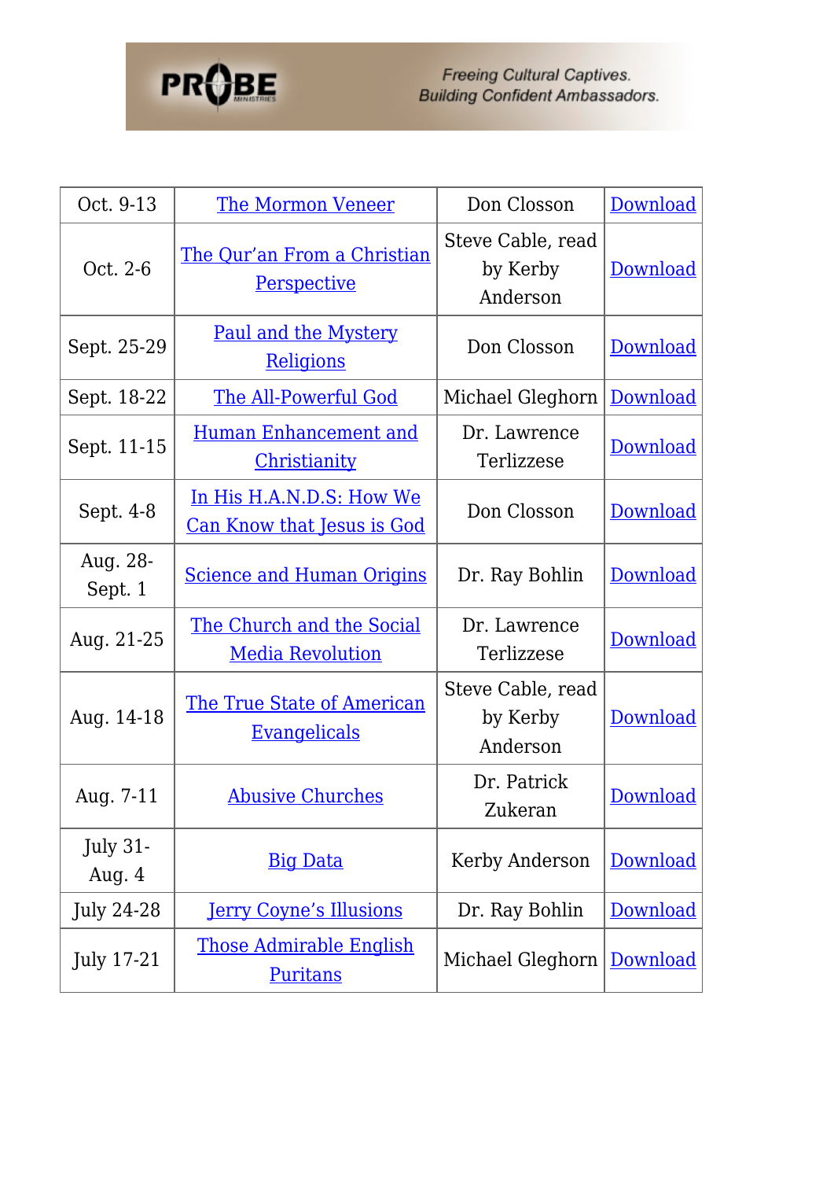| Oct. 9-13 | The Mormon Veneer | Don Closson | Download |
|---|---|---|---|
| Oct. 2-6 | The Qur'an From a Christian Perspective | Steve Cable, read by Kerby Anderson | Download |
| Sept. 25-29 | Paul and the Mystery Religions | Don Closson | Download |
| Sept. 18-22 | The All-Powerful God | Michael Gleghorn | Download |
| Sept. 11-15 | Human Enhancement and Christianity | Dr. Lawrence Terlizzese | Download |
| Sept. 4-8 | In His H.A.N.D.S: How We Can Know that Jesus is God | Don Closson | Download |
| Aug. 28-Sept. 1 | Science and Human Origins | Dr. Ray Bohlin | Download |
| Aug. 21-25 | The Church and the Social Media Revolution | Dr. Lawrence Terlizzese | Download |
| Aug. 14-18 | The True State of American Evangelicals | Steve Cable, read by Kerby Anderson | Download |
| Aug. 7-11 | Abusive Churches | Dr. Patrick Zukeran | Download |
| July 31-Aug. 4 | Big Data | Kerby Anderson | Download |
| July 24-28 | Jerry Coyne's Illusions | Dr. Ray Bohlin | Download |
| July 17-21 | Those Admirable English Puritans | Michael Gleghorn | Download |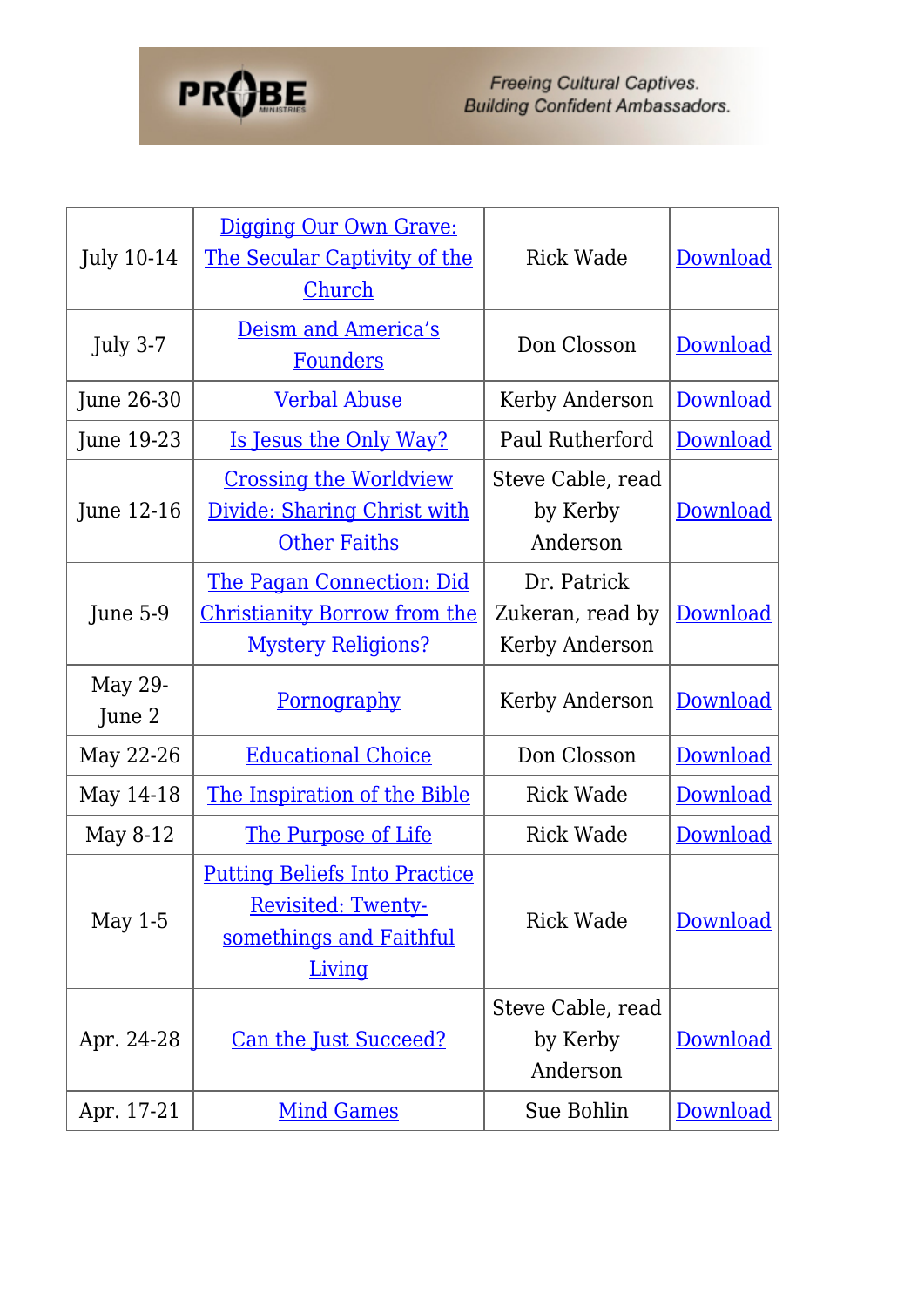| July 10-14 | Digging Our Own Grave: The Secular Captivity of the Church | Rick Wade | Download |
|---|---|---|---|
| July 3-7 | Deism and America's Founders | Don Closson | Download |
| June 26-30 | Verbal Abuse | Kerby Anderson | Download |
| June 19-23 | Is Jesus the Only Way? | Paul Rutherford | Download |
| June 12-16 | Crossing the Worldview Divide: Sharing Christ with Other Faiths | Steve Cable, read by Kerby Anderson | Download |
| June 5-9 | The Pagan Connection: Did Christianity Borrow from the Mystery Religions? | Dr. Patrick Zukeran, read by Kerby Anderson | Download |
| May 29-June 2 | Pornography | Kerby Anderson | Download |
| May 22-26 | Educational Choice | Don Closson | Download |
| May 14-18 | The Inspiration of the Bible | Rick Wade | Download |
| May 8-12 | The Purpose of Life | Rick Wade | Download |
| May 1-5 | Putting Beliefs Into Practice Revisited: Twenty-somethings and Faithful Living | Rick Wade | Download |
| Apr. 24-28 | Can the Just Succeed? | Steve Cable, read by Kerby Anderson | Download |
| Apr. 17-21 | Mind Games | Sue Bohlin | Download |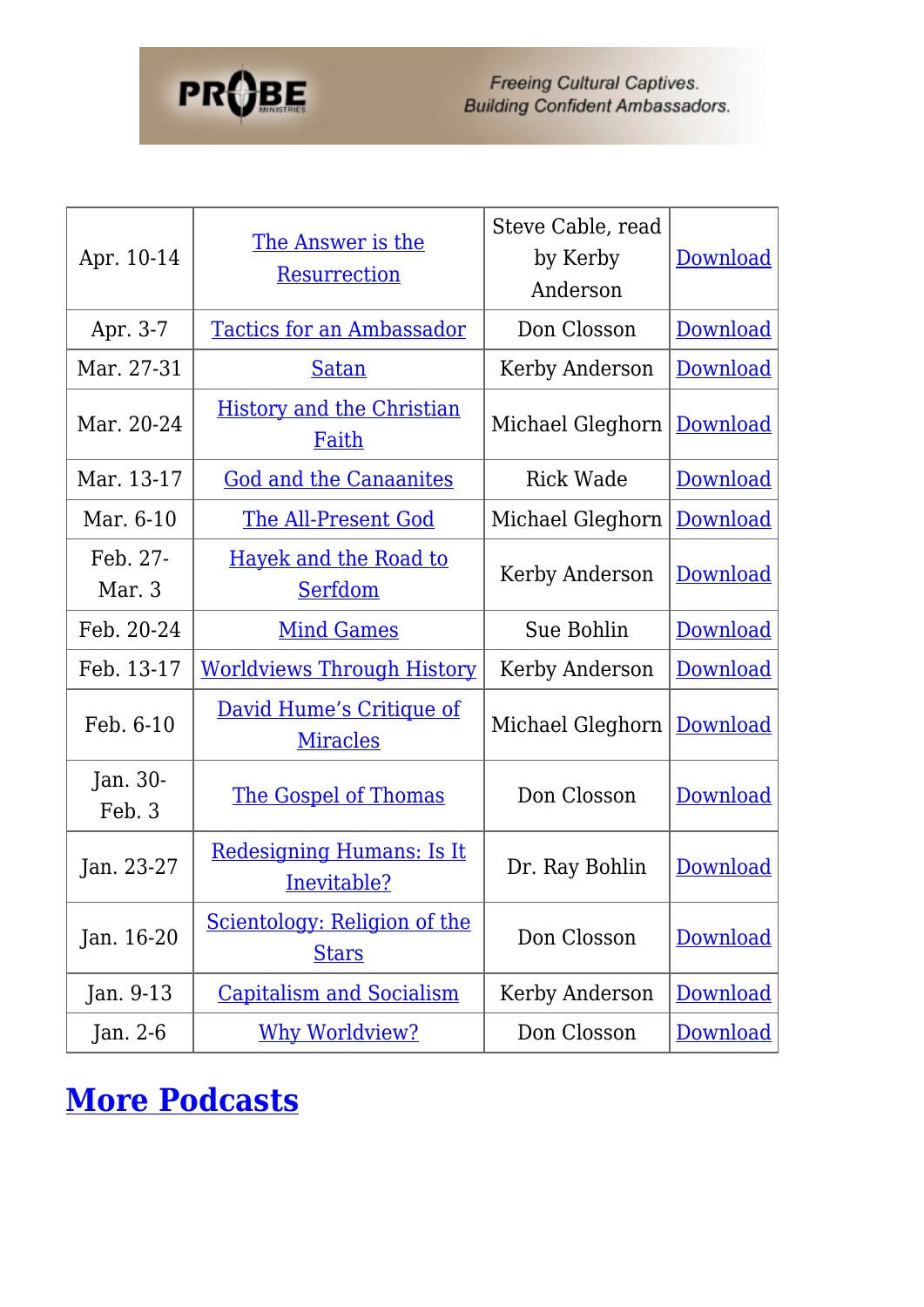| | | | |
|---|---|---|---|
| Apr. 10-14 | The Answer is the Resurrection | Steve Cable, read by Kerby Anderson | Download |
| Apr. 3-7 | Tactics for an Ambassador | Don Closson | Download |
| Mar. 27-31 | Satan | Kerby Anderson | Download |
| Mar. 20-24 | History and the Christian Faith | Michael Gleghorn | Download |
| Mar. 13-17 | God and the Canaanites | Rick Wade | Download |
| Mar. 6-10 | The All-Present God | Michael Gleghorn | Download |
| Feb. 27-Mar. 3 | Hayek and the Road to Serfdom | Kerby Anderson | Download |
| Feb. 20-24 | Mind Games | Sue Bohlin | Download |
| Feb. 13-17 | Worldviews Through History | Kerby Anderson | Download |
| Feb. 6-10 | David Hume's Critique of Miracles | Michael Gleghorn | Download |
| Jan. 30-Feb. 3 | The Gospel of Thomas | Don Closson | Download |
| Jan. 23-27 | Redesigning Humans: Is It Inevitable? | Dr. Ray Bohlin | Download |
| Jan. 16-20 | Scientology: Religion of the Stars | Don Closson | Download |
| Jan. 9-13 | Capitalism and Socialism | Kerby Anderson | Download |
| Jan. 2-6 | Why Worldview? | Don Closson | Download |

## More Podcasts